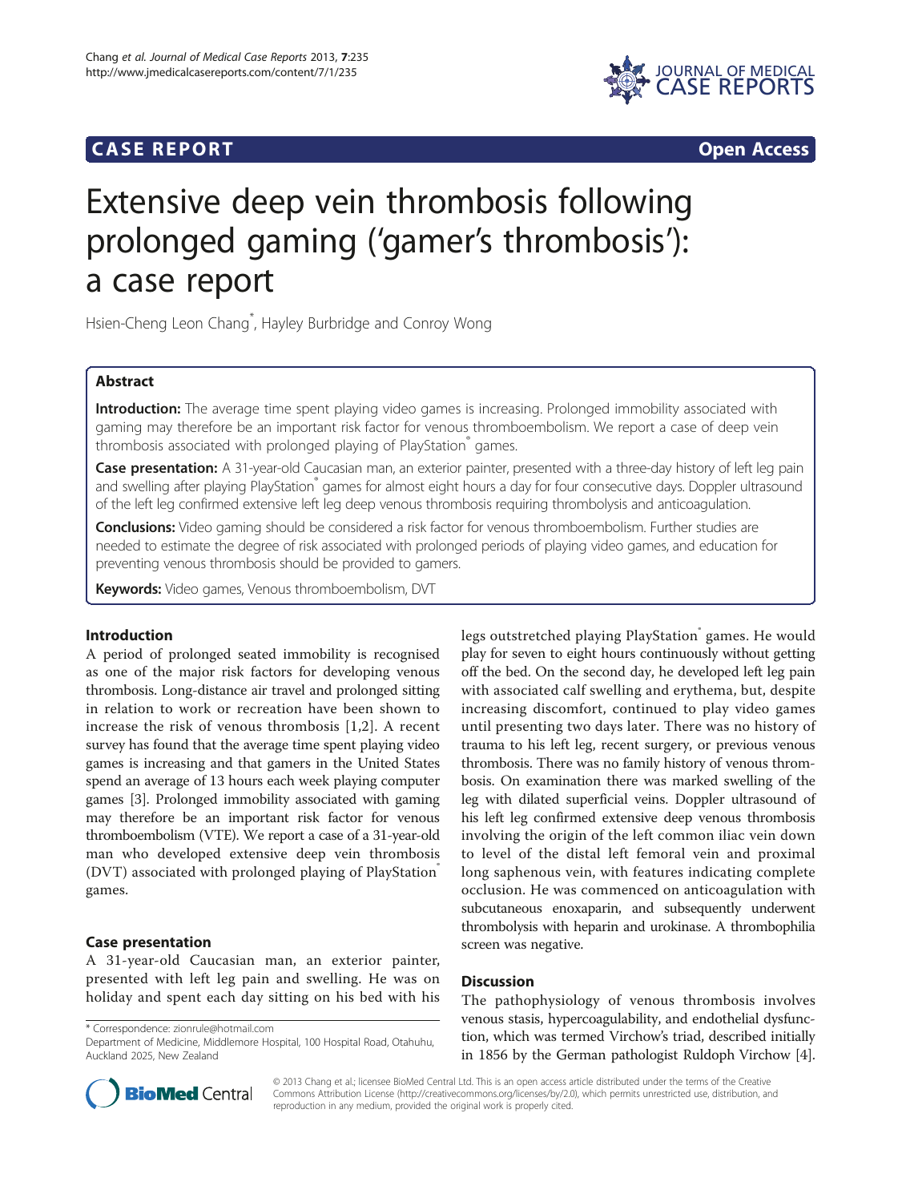**CASE REPORT** **Open Access**

# Extensive deep vein thrombosis following prolonged gaming ('gamer's thrombosis'): a case report

Hsien-Cheng Leon Chang*, Hayley Burbridge and Conroy Wong

## Abstract

**Introduction:** The average time spent playing video games is increasing. Prolonged immobility associated with gaming may therefore be an important risk factor for venous thromboembolism. We report a case of deep vein thrombosis associated with prolonged playing of PlayStation® games.

**Case presentation:** A 31-year-old Caucasian man, an exterior painter, presented with a three-day history of left leg pain and swelling after playing PlayStation® games for almost eight hours a day for four consecutive days. Doppler ultrasound of the left leg confirmed extensive left leg deep venous thrombosis requiring thrombolysis and anticoagulation.

**Conclusions:** Video gaming should be considered a risk factor for venous thromboembolism. Further studies are needed to estimate the degree of risk associated with prolonged periods of playing video games, and education for preventing venous thrombosis should be provided to gamers.

**Keywords:** Video games, Venous thromboembolism, DVT

## Introduction

A period of prolonged seated immobility is recognised as one of the major risk factors for developing venous thrombosis. Long-distance air travel and prolonged sitting in relation to work or recreation have been shown to increase the risk of venous thrombosis [1,2]. A recent survey has found that the average time spent playing video games is increasing and that gamers in the United States spend an average of 13 hours each week playing computer games [3]. Prolonged immobility associated with gaming may therefore be an important risk factor for venous thromboembolism (VTE). We report a case of a 31-year-old man who developed extensive deep vein thrombosis (DVT) associated with prolonged playing of PlayStation® games.

## Case presentation

A 31-year-old Caucasian man, an exterior painter, presented with left leg pain and swelling. He was on holiday and spent each day sitting on his bed with his legs outstretched playing PlayStation® games. He would play for seven to eight hours continuously without getting off the bed. On the second day, he developed left leg pain with associated calf swelling and erythema, but, despite increasing discomfort, continued to play video games until presenting two days later. There was no history of trauma to his left leg, recent surgery, or previous venous thrombosis. There was no family history of venous thrombosis. On examination there was marked swelling of the leg with dilated superficial veins. Doppler ultrasound of his left leg confirmed extensive deep venous thrombosis involving the origin of the left common iliac vein down to level of the distal left femoral vein and proximal long saphenous vein, with features indicating complete occlusion. He was commenced on anticoagulation with subcutaneous enoxaparin, and subsequently underwent thrombolysis with heparin and urokinase. A thrombophilia screen was negative.

## Discussion

The pathophysiology of venous thrombosis involves venous stasis, hypercoagulability, and endothelial dysfunction, which was termed Virchow's triad, described initially in 1856 by the German pathologist Ruldoph Virchow [4].

\* Correspondence: zionrule@hotmail.com
Department of Medicine, Middlemore Hospital, 100 Hospital Road, Otahuhu, Auckland 2025, New Zealand

© 2013 Chang et al.; licensee BioMed Central Ltd. This is an open access article distributed under the terms of the Creative Commons Attribution License (http://creativecommons.org/licenses/by/2.0), which permits unrestricted use, distribution, and reproduction in any medium, provided the original work is properly cited.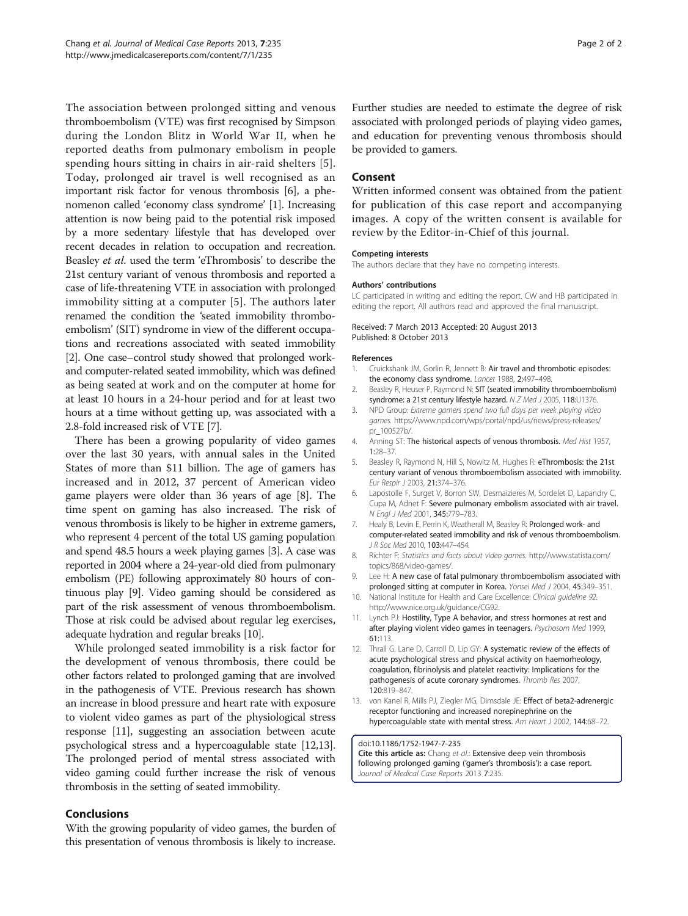The association between prolonged sitting and venous thromboembolism (VTE) was first recognised by Simpson during the London Blitz in World War II, when he reported deaths from pulmonary embolism in people spending hours sitting in chairs in air-raid shelters [5]. Today, prolonged air travel is well recognised as an important risk factor for venous thrombosis [6], a phenomenon called 'economy class syndrome' [1]. Increasing attention is now being paid to the potential risk imposed by a more sedentary lifestyle that has developed over recent decades in relation to occupation and recreation. Beasley *et al.* used the term 'eThrombosis' to describe the 21st century variant of venous thrombosis and reported a case of life-threatening VTE in association with prolonged immobility sitting at a computer [5]. The authors later renamed the condition the 'seated immobility thromboembolism' (SIT) syndrome in view of the different occupations and recreations associated with seated immobility [2]. One case–control study showed that prolonged work- and computer-related seated immobility, which was defined as being seated at work and on the computer at home for at least 10 hours in a 24-hour period and for at least two hours at a time without getting up, was associated with a 2.8-fold increased risk of VTE [7].

There has been a growing popularity of video games over the last 30 years, with annual sales in the United States of more than $11 billion. The age of gamers has increased and in 2012, 37 percent of American video game players were older than 36 years of age [8]. The time spent on gaming has also increased. The risk of venous thrombosis is likely to be higher in extreme gamers, who represent 4 percent of the total US gaming population and spend 48.5 hours a week playing games [3]. A case was reported in 2004 where a 24-year-old died from pulmonary embolism (PE) following approximately 80 hours of continuous play [9]. Video gaming should be considered as part of the risk assessment of venous thromboembolism. Those at risk could be advised about regular leg exercises, adequate hydration and regular breaks [10].

While prolonged seated immobility is a risk factor for the development of venous thrombosis, there could be other factors related to prolonged gaming that are involved in the pathogenesis of VTE. Previous research has shown an increase in blood pressure and heart rate with exposure to violent video games as part of the physiological stress response [11], suggesting an association between acute psychological stress and a hypercoagulable state [12,13]. The prolonged period of mental stress associated with video gaming could further increase the risk of venous thrombosis in the setting of seated immobility.

## Conclusions

With the growing popularity of video games, the burden of this presentation of venous thrombosis is likely to increase. Further studies are needed to estimate the degree of risk associated with prolonged periods of playing video games, and education for preventing venous thrombosis should be provided to gamers.

## Consent

Written informed consent was obtained from the patient for publication of this case report and accompanying images. A copy of the written consent is available for review by the Editor-in-Chief of this journal.

#### Competing interests

The authors declare that they have no competing interests.

#### Authors' contributions

LC participated in writing and editing the report. CW and HB participated in editing the report. All authors read and approved the final manuscript.

Received: 7 March 2013 Accepted: 20 August 2013
Published: 8 October 2013

#### References

1. Cruickshank JM, Gorlin R, Jennett B: **Air travel and thrombotic episodes: the economy class syndrome.** *Lancet* 1988, **2:**497–498.
2. Beasley R, Heuser P, Raymond N: **SIT (seated immobility thromboembolism) syndrome: a 21st century lifestyle hazard.** *N Z Med J* 2005, **118:**U1376.
3. NPD Group: *Extreme gamers spend two full days per week playing video games.* https://www.npd.com/wps/portal/npd/us/news/press-releases/pr_100527b/.
4. Anning ST: **The historical aspects of venous thrombosis.** *Med Hist* 1957, **1:**28–37.
5. Beasley R, Raymond N, Hill S, Nowitz M, Hughes R: **eThrombosis: the 21st century variant of venous thromboembolism associated with immobility.** *Eur Respir J* 2003, **21:**374–376.
6. Lapostolle F, Surget V, Borron SW, Desmaizieres M, Sordelet D, Lapandry C, Cupa M, Adnet F: **Severe pulmonary embolism associated with air travel.** *N Engl J Med* 2001, **345:**779–783.
7. Healy B, Levin E, Perrin K, Weatherall M, Beasley R: **Prolonged work- and computer-related seated immobility and risk of venous thromboembolism.** *J R Soc Med* 2010, **103:**447–454.
8. Richter F: *Statistics and facts about video games.* http://www.statista.com/topics/868/video-games/.
9. Lee H: **A new case of fatal pulmonary thromboembolism associated with prolonged sitting at computer in Korea.** *Yonsei Med J* 2004, **45:**349–351.
10. National Institute for Health and Care Excellence: *Clinical guideline 92.* http://www.nice.org.uk/guidance/CG92.
11. Lynch PJ: **Hostility, Type A behavior, and stress hormones at rest and after playing violent video games in teenagers.** *Psychosom Med* 1999, **61:**113.
12. Thrall G, Lane D, Carroll D, Lip GY: **A systematic review of the effects of acute psychological stress and physical activity on haemorheology, coagulation, fibrinolysis and platelet reactivity: Implications for the pathogenesis of acute coronary syndromes.** *Thromb Res* 2007, **120:**819–847.
13. von Kanel R, Mills PJ, Ziegler MG, Dimsdale JE: **Effect of beta2-adrenergic receptor functioning and increased norepinephrine on the hypercoagulable state with mental stress.** *Am Heart J* 2002, **144:**68–72.

doi:10.1186/1752-1947-7-235
**Cite this article as:** Chang *et al.*: Extensive deep vein thrombosis following prolonged gaming ('gamer's thrombosis'): a case report. *Journal of Medical Case Reports* 2013 **7**:235.